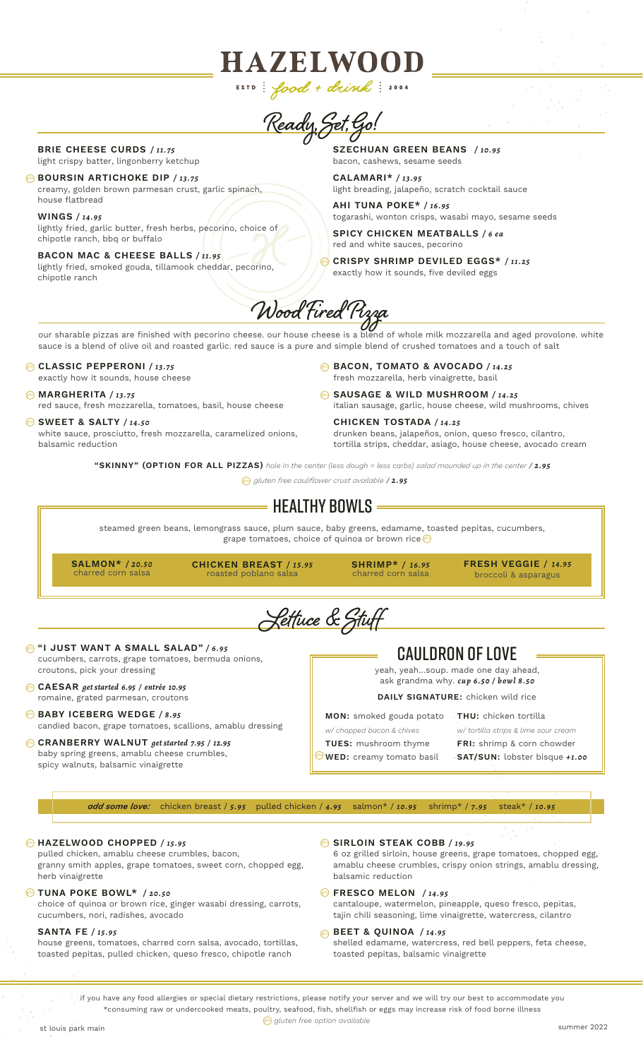# HAZELWOOD

ESTD | *food + drink* | 2004

## *Ready, Set, Go!*

**BRIE CHEESE CURDS** / *11.75*
light crispy batter, lingonberry ketchup

(gf) **BOURSIN ARTICHOKE DIP** / *13.75*
creamy, golden brown parmesan crust, garlic spinach, house flatbread

**WINGS** / *14.95*
lightly fried, garlic butter, fresh herbs, pecorino, choice of chipotle ranch, bbq or buffalo

**BACON MAC & CHEESE BALLS** / *11.95*
lightly fried, smoked gouda, tillamook cheddar, pecorino, chipotle ranch

**SZECHUAN GREEN BEANS** / *10.95*
bacon, cashews, sesame seeds

**CALAMARI*** / *13.95*
light breading, jalapeño, scratch cocktail sauce

**AHI TUNA POKE*** / *16.95*
togarashi, wonton crisps, wasabi mayo, sesame seeds

**SPICY CHICKEN MEATBALLS** / *6 ea*
red and white sauces, pecorino

(gf) **CRISPY SHRIMP DEVILED EGGS*** / *11.25*
exactly how it sounds, five deviled eggs

## *Wood Fired Pizza*

our sharable pizzas are finished with pecorino cheese. our house cheese is a blend of whole milk mozzarella and aged provolone. white sauce is a blend of olive oil and roasted garlic. red sauce is a pure and simple blend of crushed tomatoes and a touch of salt

(gf) **CLASSIC PEPPERONI** / *13.75*
exactly how it sounds, house cheese

(gf) **MARGHERITA** / *13.75*
red sauce, fresh mozzarella, tomatoes, basil, house cheese

(gf) **SWEET & SALTY** / *14.50*
white sauce, prosciutto, fresh mozzarella, caramelized onions, balsamic reduction

(gf) **BACON, TOMATO & AVOCADO** / *14.25*
fresh mozzarella, herb vinaigrette, basil

(gf) **SAUSAGE & WILD MUSHROOM** / *14.25*
italian sausage, garlic, house cheese, wild mushrooms, chives

**CHICKEN TOSTADA** / *14.25*
drunken beans, jalapeños, onion, queso fresco, cilantro, tortilla strips, cheddar, asiago, house cheese, avocado cream

**"SKINNY" (OPTION FOR ALL PIZZAS)** *hole in the center (less dough = less carbs) salad mounded up in the center* / **2.95**

(gf) *gluten free cauliflower crust available* / **2.95**

## HEALTHY BOWLS

steamed green beans, lemongrass sauce, plum sauce, baby greens, edamame, toasted pepitas, cucumbers, grape tomatoes, choice of quinoa or brown rice (gf)

**SALMON*** / *20.50*
charred corn salsa

**CHICKEN BREAST** / *15.95*
roasted poblano salsa

**SHRIMP*** / *16.95*
charred corn salsa

**FRESH VEGGIE** / *14.95*
broccoli & asparagus

## *Lettuce & Stuff*

(gf) **"I JUST WANT A SMALL SALAD"** / *6.95*
cucumbers, carrots, grape tomatoes, bermuda onions, croutons, pick your dressing

(gf) **CAESAR** *get started 6.95 / entrée 10.95*
romaine, grated parmesan, croutons

(gf) **BABY ICEBERG WEDGE** / *8.95*
candied bacon, grape tomatoes, scallions, amablu dressing

(gf) **CRANBERRY WALNUT** *get started 7.95 / 12.95*
baby spring greens, amablu cheese crumbles, spicy walnuts, balsamic vinaigrette

## CAULDRON OF LOVE

yeah, yeah...soup. made one day ahead, ask grandma why. *cup 6.50 / bowl 8.50*

**DAILY SIGNATURE:** chicken wild rice

**MON:** smoked gouda potato
*w/ chopped bacon & chives*

**TUES:** mushroom thyme

(gf) **WED:** creamy tomato basil

**THU:** chicken tortilla
*w/ tortilla strips & lime sour cream*

**FRI:** shrimp & corn chowder

**SAT/SUN:** lobster bisque *+1.00*

***add some love:*** chicken breast / *5.95* pulled chicken / *4.95* salmon* / *10.95* shrimp* / *7.95* steak* / *10.95*

(gf) **HAZELWOOD CHOPPED** / *15.95*
pulled chicken, amablu cheese crumbles, bacon, granny smith apples, grape tomatoes, sweet corn, chopped egg, herb vinaigrette

(gf) **TUNA POKE BOWL*** / *20.50*
choice of quinoa or brown rice, ginger wasabi dressing, carrots, cucumbers, nori, radishes, avocado

**SANTA FE** / *15.95*
house greens, tomatoes, charred corn salsa, avocado, tortillas, toasted pepitas, pulled chicken, queso fresco, chipotle ranch

(gf) **SIRLOIN STEAK COBB** / *19.95*
6 oz grilled sirloin, house greens, grape tomatoes, chopped egg, amablu cheese crumbles, crispy onion strings, amablu dressing, balsamic reduction

(gf) **FRESCO MELON** / *14.95*
cantaloupe, watermelon, pineapple, queso fresco, pepitas, tajin chili seasoning, lime vinaigrette, watercress, cilantro

(gf) **BEET & QUINOA** / *14.95*
shelled edamame, watercress, red bell peppers, feta cheese, toasted pepitas, balsamic vinaigrette

if you have any food allergies or special dietary restrictions, please notify your server and we will try our best to accommodate you
*consuming raw or undercooked meats, poultry, seafood, fish, shellfish or eggs may increase risk of food borne illness

(gf) *gluten free option available*

st louis park main

summer 2022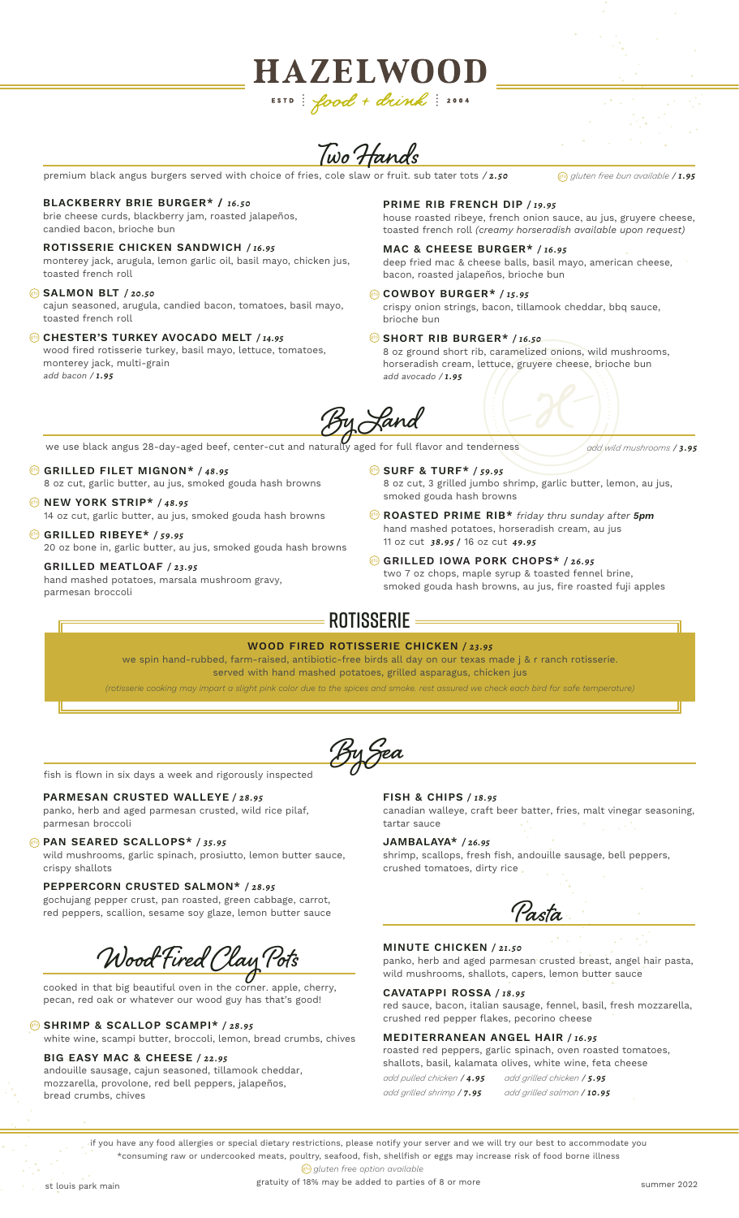# HAZELWOOD

ESTD food + drink 2004

## Two Hands

premium black angus burgers served with choice of fries, cole slaw or fruit. sub tater tots / *2.50*

GF gluten free bun available / *1.95*

**BLACKBERRY BRIE BURGER\* /** *16.50*
brie cheese curds, blackberry jam, roasted jalapeños, candied bacon, brioche bun

**ROTISSERIE CHICKEN SANDWICH /** *16.95*
monterey jack, arugula, lemon garlic oil, basil mayo, chicken jus, toasted french roll

GF **SALMON BLT /** *20.50*
cajun seasoned, arugula, candied bacon, tomatoes, basil mayo, toasted french roll

GF **CHESTER'S TURKEY AVOCADO MELT /** *14.95*
wood fired rotisserie turkey, basil mayo, lettuce, tomatoes, monterey jack, multi-grain
*add bacon / 1.95*

**PRIME RIB FRENCH DIP /** *19.95*
house roasted ribeye, french onion sauce, au jus, gruyere cheese, toasted french roll *(creamy horseradish available upon request)*

**MAC & CHEESE BURGER\* /** *16.95*
deep fried mac & cheese balls, basil mayo, american cheese, bacon, roasted jalapeños, brioche bun

GF **COWBOY BURGER\* /** *15.95*
crispy onion strings, bacon, tillamook cheddar, bbq sauce, brioche bun

GF **SHORT RIB BURGER\* /** *16.50*
8 oz ground short rib, caramelized onions, wild mushrooms, horseradish cream, lettuce, gruyere cheese, brioche bun
*add avocado / 1.95*

## By Land

we use black angus 28-day-aged beef, center-cut and naturally aged for full flavor and tenderness

*add wild mushrooms / 3.95*

GF **GRILLED FILET MIGNON\* /** *48.95*
8 oz cut, garlic butter, au jus, smoked gouda hash browns

GF **NEW YORK STRIP\* /** *48.95*
14 oz cut, garlic butter, au jus, smoked gouda hash browns

GF **GRILLED RIBEYE\* /** *59.95*
20 oz bone in, garlic butter, au jus, smoked gouda hash browns

**GRILLED MEATLOAF /** *23.95*
hand mashed potatoes, marsala mushroom gravy, parmesan broccoli

GF **SURF & TURF\* /** *59.95*
8 oz cut, 3 grilled jumbo shrimp, garlic butter, lemon, au jus, smoked gouda hash browns

GF **ROASTED PRIME RIB\*** *friday thru sunday after **5pm***
hand mashed potatoes, horseradish cream, au jus
11 oz cut *38.95* / 16 oz cut *49.95*

GF **GRILLED IOWA PORK CHOPS\* /** *26.95*
two 7 oz chops, maple syrup & toasted fennel brine, smoked gouda hash browns, au jus, fire roasted fuji apples

## ROTISSERIE

**WOOD FIRED ROTISSERIE CHICKEN /** *23.95*
we spin hand-rubbed, farm-raised, antibiotic-free birds all day on our texas made j & r ranch rotisserie.
served with hand mashed potatoes, grilled asparagus, chicken jus
*(rotisserie cooking may impart a slight pink color due to the spices and smoke. rest assured we check each bird for safe temperature)*

## By Sea

fish is flown in six days a week and rigorously inspected

**PARMESAN CRUSTED WALLEYE /** *28.95*
panko, herb and aged parmesan crusted, wild rice pilaf, parmesan broccoli

GF **PAN SEARED SCALLOPS\* /** *35.95*
wild mushrooms, garlic spinach, prosiutto, lemon butter sauce, crispy shallots

**PEPPERCORN CRUSTED SALMON\* /** *28.95*
gochujang pepper crust, pan roasted, green cabbage, carrot, red peppers, scallion, sesame soy glaze, lemon butter sauce

**FISH & CHIPS /** *18.95*
canadian walleye, craft beer batter, fries, malt vinegar seasoning, tartar sauce

**JAMBALAYA\* /** *26.95*
shrimp, scallops, fresh fish, andouille sausage, bell peppers, crushed tomatoes, dirty rice

## Wood Fired Clay Pots

cooked in that big beautiful oven in the corner. apple, cherry, pecan, red oak or whatever our wood guy has that's good!

GF **SHRIMP & SCALLOP SCAMPI\* /** *28.95*
white wine, scampi butter, broccoli, lemon, bread crumbs, chives

**BIG EASY MAC & CHEESE /** *22.95*
andouille sausage, cajun seasoned, tillamook cheddar, mozzarella, provolone, red bell peppers, jalapeños, bread crumbs, chives

## Pasta

**MINUTE CHICKEN /** *21.50*
panko, herb and aged parmesan crusted breast, angel hair pasta, wild mushrooms, shallots, capers, lemon butter sauce

**CAVATAPPI ROSSA /** *18.95*
red sauce, bacon, italian sausage, fennel, basil, fresh mozzarella, crushed red pepper flakes, pecorino cheese

**MEDITERRANEAN ANGEL HAIR /** *16.95*
roasted red peppers, garlic spinach, oven roasted tomatoes, shallots, basil, kalamata olives, white wine, feta cheese

*add pulled chicken / 4.95* *add grilled chicken / 5.95*
*add grilled shrimp / 7.95* *add grilled salmon / 10.95*

if you have any food allergies or special dietary restrictions, please notify your server and we will try our best to accommodate you
\*consuming raw or undercooked meats, poultry, seafood, fish, shellfish or eggs may increase risk of food borne illness
GF *gluten free option available*
gratuity of 18% may be added to parties of 8 or more

st louis park main

summer 2022